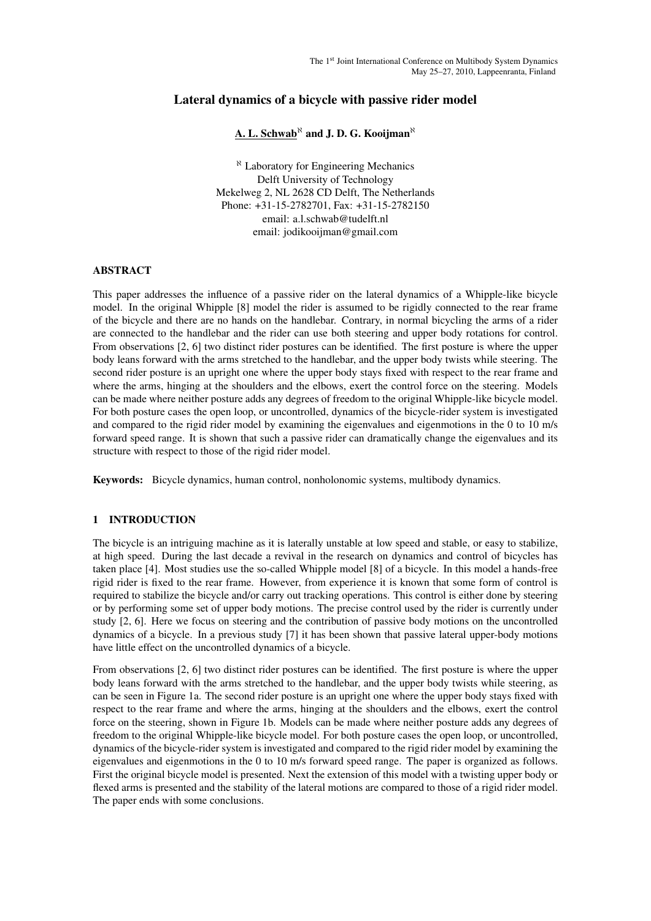# Lateral dynamics of a bicycle with passive rider model

**A. L. Schwab**[ℵ] **and J. D. G. Kooijman**[ℵ]

[ℵ] Laboratory for Engineering Mechanics
Delft University of Technology
Mekelweg 2, NL 2628 CD Delft, The Netherlands
Phone: +31-15-2782701, Fax: +31-15-2782150
email: a.l.schwab@tudelft.nl
email: jodikooijman@gmail.com

## ABSTRACT

This paper addresses the influence of a passive rider on the lateral dynamics of a Whipple-like bicycle model. In the original Whipple [8] model the rider is assumed to be rigidly connected to the rear frame of the bicycle and there are no hands on the handlebar. Contrary, in normal bicycling the arms of a rider are connected to the handlebar and the rider can use both steering and upper body rotations for control. From observations [2, 6] two distinct rider postures can be identified. The first posture is where the upper body leans forward with the arms stretched to the handlebar, and the upper body twists while steering. The second rider posture is an upright one where the upper body stays fixed with respect to the rear frame and where the arms, hinging at the shoulders and the elbows, exert the control force on the steering. Models can be made where neither posture adds any degrees of freedom to the original Whipple-like bicycle model. For both posture cases the open loop, or uncontrolled, dynamics of the bicycle-rider system is investigated and compared to the rigid rider model by examining the eigenvalues and eigenmotions in the 0 to 10 m/s forward speed range. It is shown that such a passive rider can dramatically change the eigenvalues and its structure with respect to those of the rigid rider model.

**Keywords:** Bicycle dynamics, human control, nonholonomic systems, multibody dynamics.

## 1 INTRODUCTION

The bicycle is an intriguing machine as it is laterally unstable at low speed and stable, or easy to stabilize, at high speed. During the last decade a revival in the research on dynamics and control of bicycles has taken place [4]. Most studies use the so-called Whipple model [8] of a bicycle. In this model a hands-free rigid rider is fixed to the rear frame. However, from experience it is known that some form of control is required to stabilize the bicycle and/or carry out tracking operations. This control is either done by steering or by performing some set of upper body motions. The precise control used by the rider is currently under study [2, 6]. Here we focus on steering and the contribution of passive body motions on the uncontrolled dynamics of a bicycle. In a previous study [7] it has been shown that passive lateral upper-body motions have little effect on the uncontrolled dynamics of a bicycle.

From observations [2, 6] two distinct rider postures can be identified. The first posture is where the upper body leans forward with the arms stretched to the handlebar, and the upper body twists while steering, as can be seen in Figure 1a. The second rider posture is an upright one where the upper body stays fixed with respect to the rear frame and where the arms, hinging at the shoulders and the elbows, exert the control force on the steering, shown in Figure 1b. Models can be made where neither posture adds any degrees of freedom to the original Whipple-like bicycle model. For both posture cases the open loop, or uncontrolled, dynamics of the bicycle-rider system is investigated and compared to the rigid rider model by examining the eigenvalues and eigenmotions in the 0 to 10 m/s forward speed range. The paper is organized as follows. First the original bicycle model is presented. Next the extension of this model with a twisting upper body or flexed arms is presented and the stability of the lateral motions are compared to those of a rigid rider model. The paper ends with some conclusions.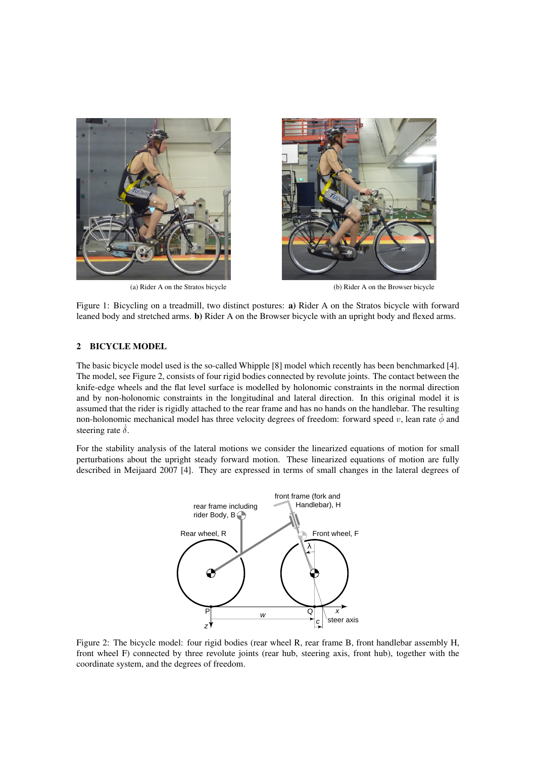(a) Rider A on the Stratos bicycle

(b) Rider A on the Browser bicycle

Figure 1: Bicycling on a treadmill, two distinct postures: **a)** Rider A on the Stratos bicycle with forward leaned body and stretched arms. **b)** Rider A on the Browser bicycle with an upright body and flexed arms.

## 2 BICYCLE MODEL

The basic bicycle model used is the so-called Whipple [8] model which recently has been benchmarked [4]. The model, see Figure 2, consists of four rigid bodies connected by revolute joints. The contact between the knife-edge wheels and the flat level surface is modelled by holonomic constraints in the normal direction and by non-holonomic constraints in the longitudinal and lateral direction. In this original model it is assumed that the rider is rigidly attached to the rear frame and has no hands on the handlebar. The resulting non-holonomic mechanical model has three velocity degrees of freedom: forward speed $v$, lean rate $\dot{\phi}$ and steering rate $\dot{\delta}$.

For the stability analysis of the lateral motions we consider the linearized equations of motion for small perturbations about the upright steady forward motion. These linearized equations of motion are fully described in Meijaard 2007 [4]. They are expressed in terms of small changes in the lateral degrees of

Figure 2: The bicycle model: four rigid bodies (rear wheel R, rear frame B, front handlebar assembly H, front wheel F) connected by three revolute joints (rear hub, steering axis, front hub), together with the coordinate system, and the degrees of freedom.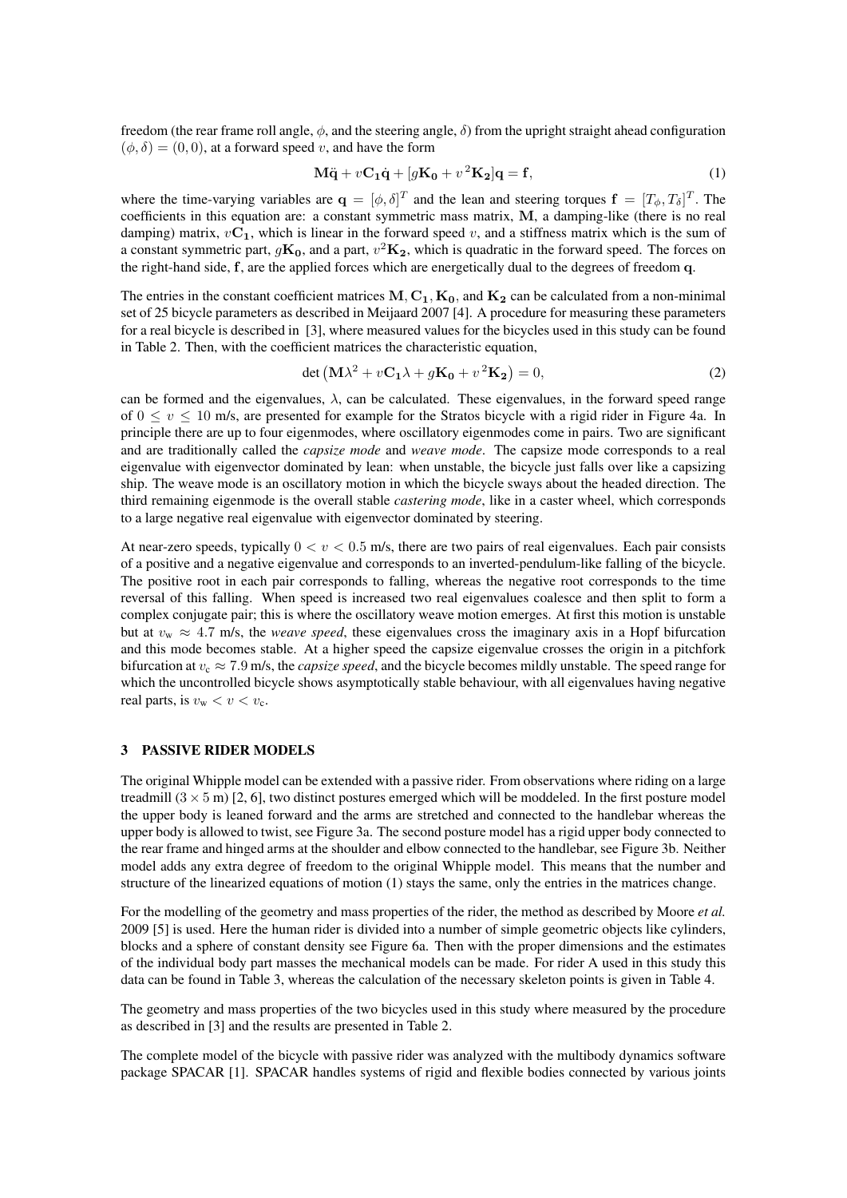freedom (the rear frame roll angle, $\phi$, and the steering angle, $\delta$) from the upright straight ahead configuration $(\phi, \delta) = (0, 0)$, at a forward speed $v$, and have the form

$$\mathbf{M}\ddot{\mathbf{q}} + v\mathbf{C_1}\dot{\mathbf{q}} + [g\mathbf{K_0} + v^2\mathbf{K_2}]\mathbf{q} = \mathbf{f}, \tag{1}$$

where the time-varying variables are $\mathbf{q} = [\phi, \delta]^T$ and the lean and steering torques $\mathbf{f} = [T_\phi, T_\delta]^T$. The coefficients in this equation are: a constant symmetric mass matrix, $\mathbf{M}$, a damping-like (there is no real damping) matrix, $v\mathbf{C_1}$, which is linear in the forward speed $v$, and a stiffness matrix which is the sum of a constant symmetric part, $g\mathbf{K_0}$, and a part, $v^2\mathbf{K_2}$, which is quadratic in the forward speed. The forces on the right-hand side, $\mathbf{f}$, are the applied forces which are energetically dual to the degrees of freedom $\mathbf{q}$.

The entries in the constant coefficient matrices $\mathbf{M}, \mathbf{C_1}, \mathbf{K_0}$, and $\mathbf{K_2}$ can be calculated from a non-minimal set of 25 bicycle parameters as described in Meijaard 2007 [4]. A procedure for measuring these parameters for a real bicycle is described in [3], where measured values for the bicycles used in this study can be found in Table 2. Then, with the coefficient matrices the characteristic equation,

$$\det\left(\mathbf{M}\lambda^2 + v\mathbf{C_1}\lambda + g\mathbf{K_0} + v^2\mathbf{K_2}\right) = 0, \tag{2}$$

can be formed and the eigenvalues, $\lambda$, can be calculated. These eigenvalues, in the forward speed range of $0 \leq v \leq 10$ m/s, are presented for example for the Stratos bicycle with a rigid rider in Figure 4a. In principle there are up to four eigenmodes, where oscillatory eigenmodes come in pairs. Two are significant and are traditionally called the *capsize mode* and *weave mode*. The capsize mode corresponds to a real eigenvalue with eigenvector dominated by lean: when unstable, the bicycle just falls over like a capsizing ship. The weave mode is an oscillatory motion in which the bicycle sways about the headed direction. The third remaining eigenmode is the overall stable *castering mode*, like in a caster wheel, which corresponds to a large negative real eigenvalue with eigenvector dominated by steering.

At near-zero speeds, typically $0 < v < 0.5$ m/s, there are two pairs of real eigenvalues. Each pair consists of a positive and a negative eigenvalue and corresponds to an inverted-pendulum-like falling of the bicycle. The positive root in each pair corresponds to falling, whereas the negative root corresponds to the time reversal of this falling. When speed is increased two real eigenvalues coalesce and then split to form a complex conjugate pair; this is where the oscillatory weave motion emerges. At first this motion is unstable but at $v_\mathrm{w} \approx 4.7$ m/s, the *weave speed*, these eigenvalues cross the imaginary axis in a Hopf bifurcation and this mode becomes stable. At a higher speed the capsize eigenvalue crosses the origin in a pitchfork bifurcation at $v_\mathrm{c} \approx 7.9$ m/s, the *capsize speed*, and the bicycle becomes mildly unstable. The speed range for which the uncontrolled bicycle shows asymptotically stable behaviour, with all eigenvalues having negative real parts, is $v_\mathrm{w} < v < v_\mathrm{c}$.

## 3 PASSIVE RIDER MODELS

The original Whipple model can be extended with a passive rider. From observations where riding on a large treadmill ($3 \times 5$ m) [2, 6], two distinct postures emerged which will be moddeled. In the first posture model the upper body is leaned forward and the arms are stretched and connected to the handlebar whereas the upper body is allowed to twist, see Figure 3a. The second posture model has a rigid upper body connected to the rear frame and hinged arms at the shoulder and elbow connected to the handlebar, see Figure 3b. Neither model adds any extra degree of freedom to the original Whipple model. This means that the number and structure of the linearized equations of motion (1) stays the same, only the entries in the matrices change.

For the modelling of the geometry and mass properties of the rider, the method as described by Moore *et al.* 2009 [5] is used. Here the human rider is divided into a number of simple geometric objects like cylinders, blocks and a sphere of constant density see Figure 6a. Then with the proper dimensions and the estimates of the individual body part masses the mechanical models can be made. For rider A used in this study this data can be found in Table 3, whereas the calculation of the necessary skeleton points is given in Table 4.

The geometry and mass properties of the two bicycles used in this study where measured by the procedure as described in [3] and the results are presented in Table 2.

The complete model of the bicycle with passive rider was analyzed with the multibody dynamics software package SPACAR [1]. SPACAR handles systems of rigid and flexible bodies connected by various joints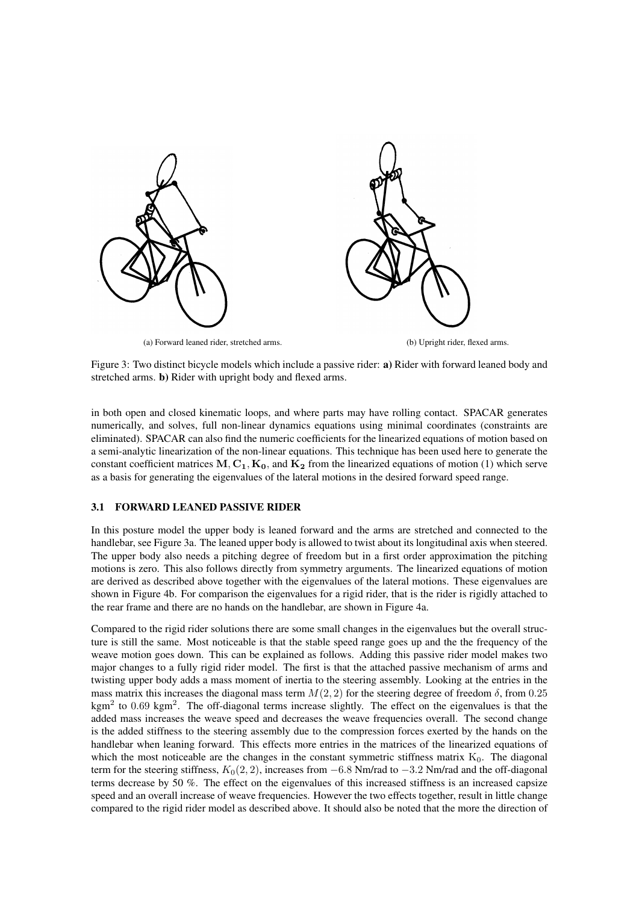(a) Forward leaned rider, stretched arms.

(b) Upright rider, flexed arms.

Figure 3: Two distinct bicycle models which include a passive rider: **a)** Rider with forward leaned body and stretched arms. **b)** Rider with upright body and flexed arms.

in both open and closed kinematic loops, and where parts may have rolling contact. SPACAR generates numerically, and solves, full non-linear dynamics equations using minimal coordinates (constraints are eliminated). SPACAR can also find the numeric coefficients for the linearized equations of motion based on a semi-analytic linearization of the non-linear equations. This technique has been used here to generate the constant coefficient matrices $\mathbf{M}, \mathbf{C_1}, \mathbf{K_0}$, and $\mathbf{K_2}$ from the linearized equations of motion (1) which serve as a basis for generating the eigenvalues of the lateral motions in the desired forward speed range.

### 3.1 FORWARD LEANED PASSIVE RIDER

In this posture model the upper body is leaned forward and the arms are stretched and connected to the handlebar, see Figure 3a. The leaned upper body is allowed to twist about its longitudinal axis when steered. The upper body also needs a pitching degree of freedom but in a first order approximation the pitching motions is zero. This also follows directly from symmetry arguments. The linearized equations of motion are derived as described above together with the eigenvalues of the lateral motions. These eigenvalues are shown in Figure 4b. For comparison the eigenvalues for a rigid rider, that is the rider is rigidly attached to the rear frame and there are no hands on the handlebar, are shown in Figure 4a.

Compared to the rigid rider solutions there are some small changes in the eigenvalues but the overall structure is still the same. Most noticeable is that the stable speed range goes up and the the frequency of the weave motion goes down. This can be explained as follows. Adding this passive rider model makes two major changes to a fully rigid rider model. The first is that the attached passive mechanism of arms and twisting upper body adds a mass moment of inertia to the steering assembly. Looking at the entries in the mass matrix this increases the diagonal mass term $M(2, 2)$ for the steering degree of freedom $\delta$, from $0.25$ kgm$^2$ to $0.69$ kgm$^2$. The off-diagonal terms increase slightly. The effect on the eigenvalues is that the added mass increases the weave speed and decreases the weave frequencies overall. The second change is the added stiffness to the steering assembly due to the compression forces exerted by the hands on the handlebar when leaning forward. This effects more entries in the matrices of the linearized equations of which the most noticeable are the changes in the constant symmetric stiffness matrix $\mathrm{K}_0$. The diagonal term for the steering stiffness, $K_0(2, 2)$, increases from $-6.8$ Nm/rad to $-3.2$ Nm/rad and the off-diagonal terms decrease by 50 %. The effect on the eigenvalues of this increased stiffness is an increased capsize speed and an overall increase of weave frequencies. However the two effects together, result in little change compared to the rigid rider model as described above. It should also be noted that the more the direction of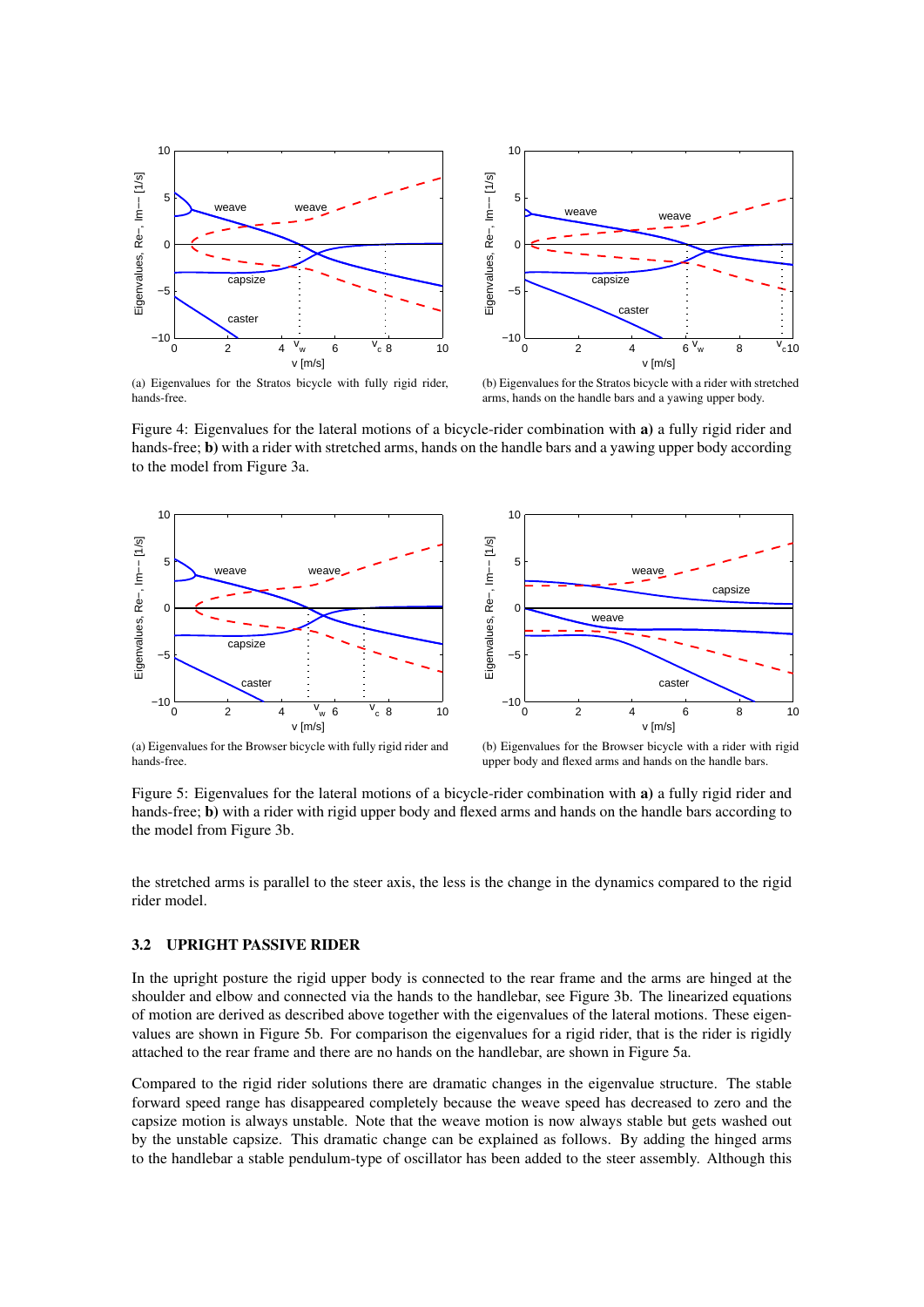(a) Eigenvalues for the Stratos bicycle with fully rigid rider, hands-free.

(b) Eigenvalues for the Stratos bicycle with a rider with stretched arms, hands on the handle bars and a yawing upper body.

Figure 4: Eigenvalues for the lateral motions of a bicycle-rider combination with **a)** a fully rigid rider and hands-free; **b)** with a rider with stretched arms, hands on the handle bars and a yawing upper body according to the model from Figure 3a.

(a) Eigenvalues for the Browser bicycle with fully rigid rider and hands-free.

(b) Eigenvalues for the Browser bicycle with a rider with rigid upper body and flexed arms and hands on the handle bars.

Figure 5: Eigenvalues for the lateral motions of a bicycle-rider combination with **a)** a fully rigid rider and hands-free; **b)** with a rider with rigid upper body and flexed arms and hands on the handle bars according to the model from Figure 3b.

the stretched arms is parallel to the steer axis, the less is the change in the dynamics compared to the rigid rider model.

### 3.2 UPRIGHT PASSIVE RIDER

In the upright posture the rigid upper body is connected to the rear frame and the arms are hinged at the shoulder and elbow and connected via the hands to the handlebar, see Figure 3b. The linearized equations of motion are derived as described above together with the eigenvalues of the lateral motions. These eigenvalues are shown in Figure 5b. For comparison the eigenvalues for a rigid rider, that is the rider is rigidly attached to the rear frame and there are no hands on the handlebar, are shown in Figure 5a.

Compared to the rigid rider solutions there are dramatic changes in the eigenvalue structure. The stable forward speed range has disappeared completely because the weave speed has decreased to zero and the capsize motion is always unstable. Note that the weave motion is now always stable but gets washed out by the unstable capsize. This dramatic change can be explained as follows. By adding the hinged arms to the handlebar a stable pendulum-type of oscillator has been added to the steer assembly. Although this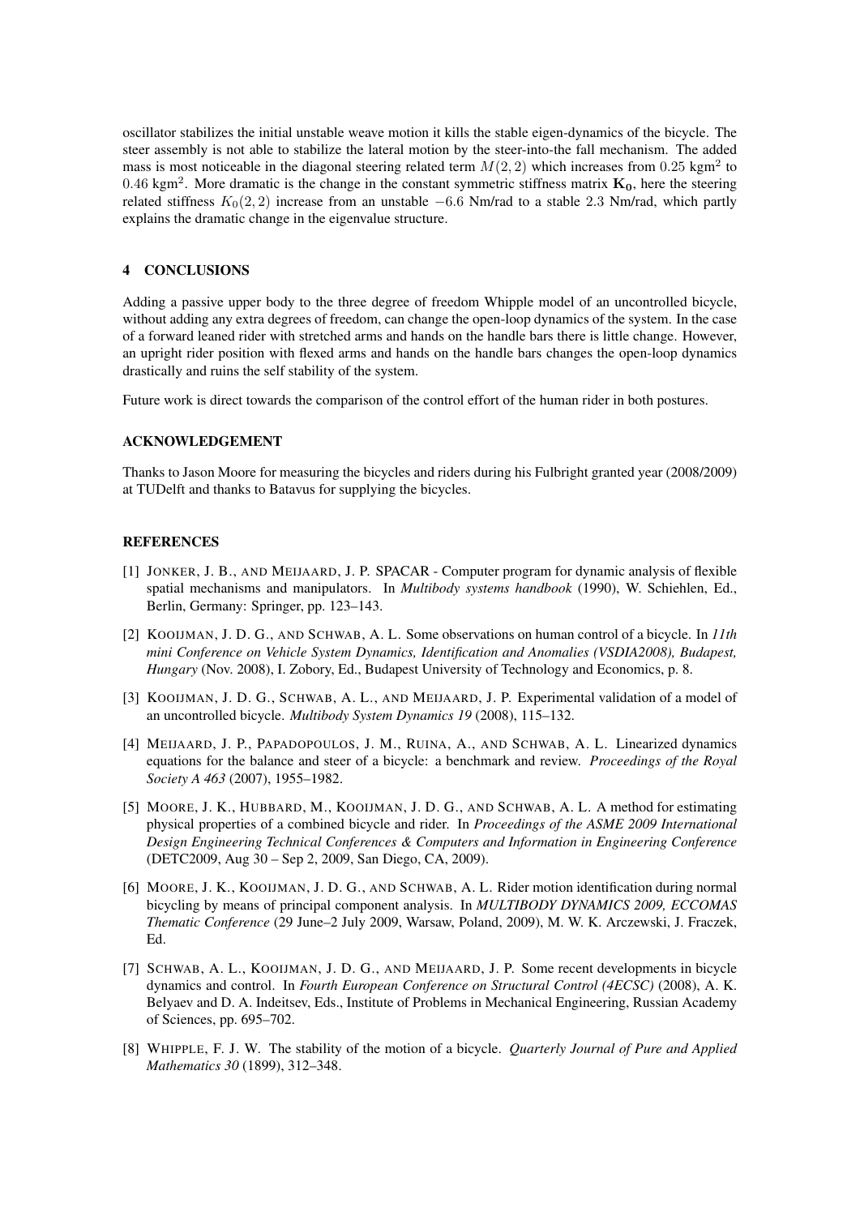oscillator stabilizes the initial unstable weave motion it kills the stable eigen-dynamics of the bicycle. The steer assembly is not able to stabilize the lateral motion by the steer-into-the fall mechanism. The added mass is most noticeable in the diagonal steering related term $M(2, 2)$ which increases from $0.25$ kgm$^2$ to $0.46$ kgm$^2$. More dramatic is the change in the constant symmetric stiffness matrix $\mathbf{K_0}$, here the steering related stiffness $K_0(2, 2)$ increase from an unstable $-6.6$ Nm/rad to a stable $2.3$ Nm/rad, which partly explains the dramatic change in the eigenvalue structure.

## 4 CONCLUSIONS

Adding a passive upper body to the three degree of freedom Whipple model of an uncontrolled bicycle, without adding any extra degrees of freedom, can change the open-loop dynamics of the system. In the case of a forward leaned rider with stretched arms and hands on the handle bars there is little change. However, an upright rider position with flexed arms and hands on the handle bars changes the open-loop dynamics drastically and ruins the self stability of the system.

Future work is direct towards the comparison of the control effort of the human rider in both postures.

### ACKNOWLEDGEMENT

Thanks to Jason Moore for measuring the bicycles and riders during his Fulbright granted year (2008/2009) at TUDelft and thanks to Batavus for supplying the bicycles.

### REFERENCES

[1] JONKER, J. B., AND MEIJAARD, J. P. SPACAR - Computer program for dynamic analysis of flexible spatial mechanisms and manipulators. In *Multibody systems handbook* (1990), W. Schiehlen, Ed., Berlin, Germany: Springer, pp. 123–143.

[2] KOOIJMAN, J. D. G., AND SCHWAB, A. L. Some observations on human control of a bicycle. In *11th mini Conference on Vehicle System Dynamics, Identification and Anomalies (VSDIA2008), Budapest, Hungary* (Nov. 2008), I. Zobory, Ed., Budapest University of Technology and Economics, p. 8.

[3] KOOIJMAN, J. D. G., SCHWAB, A. L., AND MEIJAARD, J. P. Experimental validation of a model of an uncontrolled bicycle. *Multibody System Dynamics 19* (2008), 115–132.

[4] MEIJAARD, J. P., PAPADOPOULOS, J. M., RUINA, A., AND SCHWAB, A. L. Linearized dynamics equations for the balance and steer of a bicycle: a benchmark and review. *Proceedings of the Royal Society A 463* (2007), 1955–1982.

[5] MOORE, J. K., HUBBARD, M., KOOIJMAN, J. D. G., AND SCHWAB, A. L. A method for estimating physical properties of a combined bicycle and rider. In *Proceedings of the ASME 2009 International Design Engineering Technical Conferences & Computers and Information in Engineering Conference* (DETC2009, Aug 30 – Sep 2, 2009, San Diego, CA, 2009).

[6] MOORE, J. K., KOOIJMAN, J. D. G., AND SCHWAB, A. L. Rider motion identification during normal bicycling by means of principal component analysis. In *MULTIBODY DYNAMICS 2009, ECCOMAS Thematic Conference* (29 June–2 July 2009, Warsaw, Poland, 2009), M. W. K. Arczewski, J. Fraczek, Ed.

[7] SCHWAB, A. L., KOOIJMAN, J. D. G., AND MEIJAARD, J. P. Some recent developments in bicycle dynamics and control. In *Fourth European Conference on Structural Control (4ECSC)* (2008), A. K. Belyaev and D. A. Indeitsev, Eds., Institute of Problems in Mechanical Engineering, Russian Academy of Sciences, pp. 695–702.

[8] WHIPPLE, F. J. W. The stability of the motion of a bicycle. *Quarterly Journal of Pure and Applied Mathematics 30* (1899), 312–348.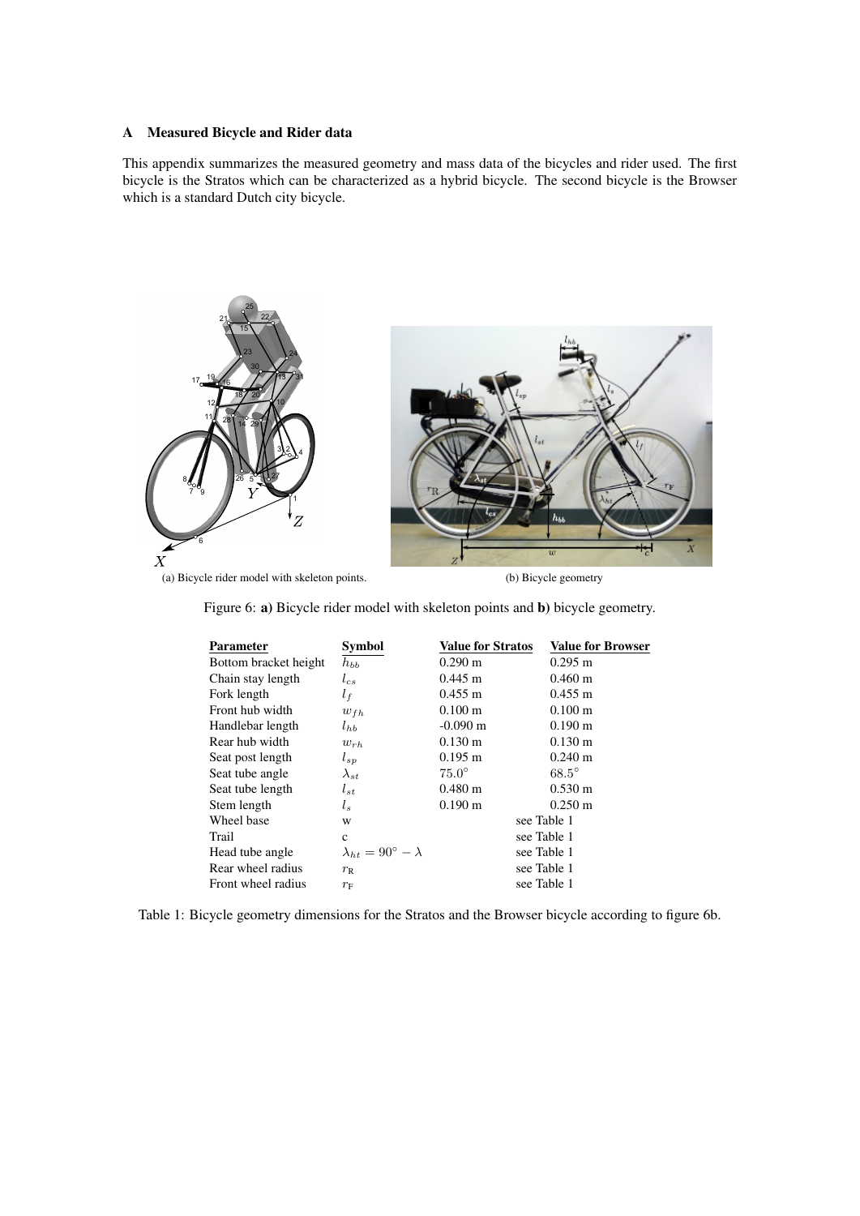## A Measured Bicycle and Rider data

This appendix summarizes the measured geometry and mass data of the bicycles and rider used. The first bicycle is the Stratos which can be characterized as a hybrid bicycle. The second bicycle is the Browser which is a standard Dutch city bicycle.

(a) Bicycle rider model with skeleton points.

(b) Bicycle geometry

Figure 6: **a)** Bicycle rider model with skeleton points and **b)** bicycle geometry.

| Parameter | Symbol | Value for Stratos | Value for Browser |
|---|---|---|---|
| Bottom bracket height | $h_{bb}$ | 0.290 m | 0.295 m |
| Chain stay length | $l_{cs}$ | 0.445 m | 0.460 m |
| Fork length | $l_f$ | 0.455 m | 0.455 m |
| Front hub width | $w_{fh}$ | 0.100 m | 0.100 m |
| Handlebar length | $l_{hb}$ | -0.090 m | 0.190 m |
| Rear hub width | $w_{rh}$ | 0.130 m | 0.130 m |
| Seat post length | $l_{sp}$ | 0.195 m | 0.240 m |
| Seat tube angle | $\lambda_{st}$ | $75.0^\circ$ | $68.5^\circ$ |
| Seat tube length | $l_{st}$ | 0.480 m | 0.530 m |
| Stem length | $l_s$ | 0.190 m | 0.250 m |
| Wheel base | w | see Table 1 | |
| Trail | c | see Table 1 | |
| Head tube angle | $\lambda_{ht} = 90^\circ - \lambda$ | see Table 1 | |
| Rear wheel radius | $r_{\text{R}}$ | see Table 1 | |
| Front wheel radius | $r_{\text{F}}$ | see Table 1 | |

Table 1: Bicycle geometry dimensions for the Stratos and the Browser bicycle according to figure 6b.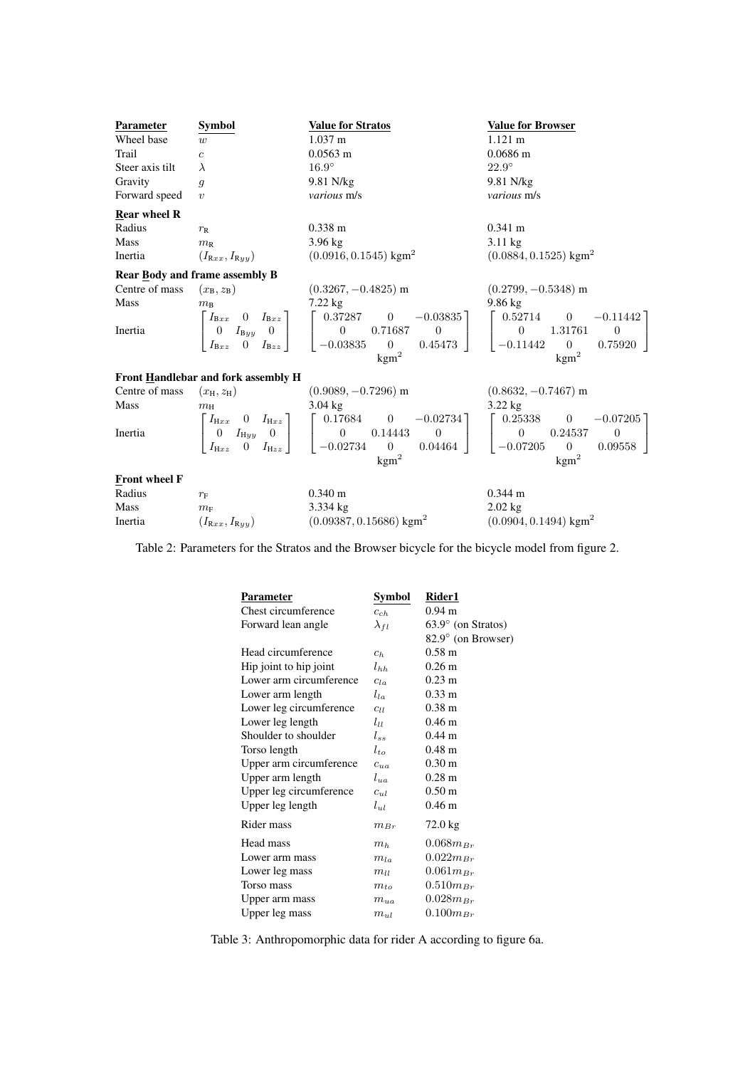| **Parameter** | **Symbol** | **Value for Stratos** | **Value for Browser** |
|---|---|---|---|
| Wheel base | $w$ | 1.037 m | 1.121 m |
| Trail | $c$ | 0.0563 m | 0.0686 m |
| Steer axis tilt | $\lambda$ | $16.9^\circ$ | $22.9^\circ$ |
| Gravity | $g$ | 9.81 N/kg | 9.81 N/kg |
| Forward speed | $v$ | *various* m/s | *various* m/s |
| **Rear wheel R** | | | |
| Radius | $r_{\mathrm{R}}$ | 0.338 m | 0.341 m |
| Mass | $m_{\mathrm{R}}$ | 3.96 kg | 3.11 kg |
| Inertia | $(I_{\mathrm{R}xx}, I_{\mathrm{R}yy})$ | $(0.0916, 0.1545)$ kgm$^2$ | $(0.0884, 0.1525)$ kgm$^2$ |
| **Rear Body and frame assembly B** | | | |
| Centre of mass | $(x_{\mathrm{B}}, z_{\mathrm{B}})$ | $(0.3267, -0.4825)$ m | $(0.2799, -0.5348)$ m |
| Mass | $m_{\mathrm{B}}$ | 7.22 kg | 9.86 kg |
| Inertia | $\begin{bmatrix} I_{\mathrm{B}xx} & 0 & I_{\mathrm{B}xz} \\ 0 & I_{\mathrm{B}yy} & 0 \\ I_{\mathrm{B}xz} & 0 & I_{\mathrm{B}zz} \end{bmatrix}$ | $\begin{bmatrix} 0.37287 & 0 & -0.03835 \\ 0 & 0.71687 & 0 \\ -0.03835 & 0 & 0.45473 \end{bmatrix}$ kgm$^2$ | $\begin{bmatrix} 0.52714 & 0 & -0.11442 \\ 0 & 1.31761 & 0 \\ -0.11442 & 0 & 0.75920 \end{bmatrix}$ kgm$^2$ |
| **Front Handlebar and fork assembly H** | | | |
| Centre of mass | $(x_{\mathrm{H}}, z_{\mathrm{H}})$ | $(0.9089, -0.7296)$ m | $(0.8632, -0.7467)$ m |
| Mass | $m_{\mathrm{H}}$ | 3.04 kg | 3.22 kg |
| Inertia | $\begin{bmatrix} I_{\mathrm{H}xx} & 0 & I_{\mathrm{H}xz} \\ 0 & I_{\mathrm{H}yy} & 0 \\ I_{\mathrm{H}xz} & 0 & I_{\mathrm{H}zz} \end{bmatrix}$ | $\begin{bmatrix} 0.17684 & 0 & -0.02734 \\ 0 & 0.14443 & 0 \\ -0.02734 & 0 & 0.04464 \end{bmatrix}$ kgm$^2$ | $\begin{bmatrix} 0.25338 & 0 & -0.07205 \\ 0 & 0.24537 & 0 \\ -0.07205 & 0 & 0.09558 \end{bmatrix}$ kgm$^2$ |
| **Front wheel F** | | | |
| Radius | $r_{\mathrm{F}}$ | 0.340 m | 0.344 m |
| Mass | $m_{\mathrm{F}}$ | 3.334 kg | 2.02 kg |
| Inertia | $(I_{\mathrm{R}xx}, I_{\mathrm{R}yy})$ | $(0.09387, 0.15686)$ kgm$^2$ | $(0.0904, 0.1494)$ kgm$^2$ |

Table 2: Parameters for the Stratos and the Browser bicycle for the bicycle model from figure 2.

| **Parameter** | **Symbol** | **Rider1** |
|---|---|---|
| Chest circumference | $c_{ch}$ | 0.94 m |
| Forward lean angle | $\lambda_{fl}$ | $63.9^\circ$ (on Stratos)<br>$82.9^\circ$ (on Browser) |
| Head circumference | $c_h$ | 0.58 m |
| Hip joint to hip joint | $l_{hh}$ | 0.26 m |
| Lower arm circumference | $c_{la}$ | 0.23 m |
| Lower arm length | $l_{la}$ | 0.33 m |
| Lower leg circumference | $c_{ll}$ | 0.38 m |
| Lower leg length | $l_{ll}$ | 0.46 m |
| Shoulder to shoulder | $l_{ss}$ | 0.44 m |
| Torso length | $l_{to}$ | 0.48 m |
| Upper arm circumference | $c_{ua}$ | 0.30 m |
| Upper arm length | $l_{ua}$ | 0.28 m |
| Upper leg circumference | $c_{ul}$ | 0.50 m |
| Upper leg length | $l_{ul}$ | 0.46 m |
| Rider mass | $m_{Br}$ | 72.0 kg |
| Head mass | $m_h$ | $0.068 m_{Br}$ |
| Lower arm mass | $m_{la}$ | $0.022 m_{Br}$ |
| Lower leg mass | $m_{ll}$ | $0.061 m_{Br}$ |
| Torso mass | $m_{to}$ | $0.510 m_{Br}$ |
| Upper arm mass | $m_{ua}$ | $0.028 m_{Br}$ |
| Upper leg mass | $m_{ul}$ | $0.100 m_{Br}$ |

Table 3: Anthropomorphic data for rider A according to figure 6a.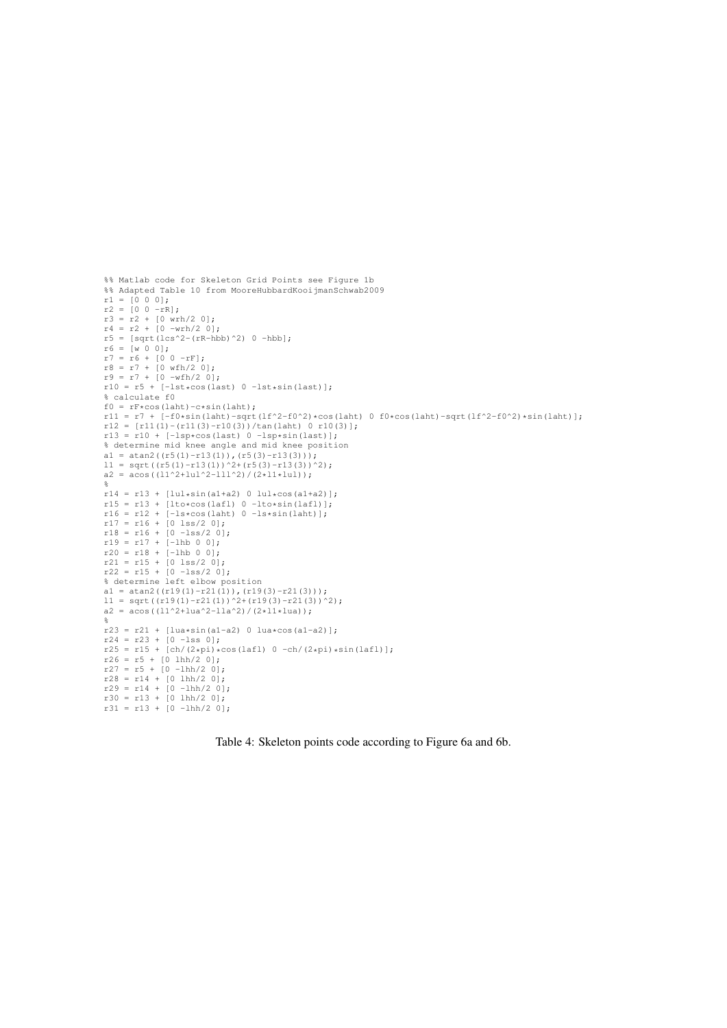```
%% Matlab code for Skeleton Grid Points see Figure 1b
%% Adapted Table 10 from MooreHubbardKooijmanSchwab2009
r1 = [0 0 0];
r2 = [0 0 -rR];
r3 = r2 + [0 wrh/2 0];
r4 = r2 + [0 -wrh/2 0];
r5 = [sqrt(lcs^2-(rR-hbb)^2) 0 -hbb];
r6 = [w 0 0];
r7 = r6 + [0 0 -rF];
r8 = r7 + [0 wfh/2 0];
r9 = r7 + [0 -wfh/2 0];
r10 = r5 + [-lst*cos(last) 0 -lst*sin(last)];
% calculate f0
f0 = rF*cos(laht)-c*sin(laht);
r11 = r7 + [-f0*sin(laht)-sqrt(lf^2-f0^2)*cos(laht) 0 f0*cos(laht)-sqrt(lf^2-f0^2)*sin(laht)];
r12 = [r11(1)-(r11(3)-r10(3))/tan(laht) 0 r10(3)];
r13 = r10 + [-lsp*cos(last) 0 -lsp*sin(last)];
% determine mid knee angle and mid knee position
a1 = atan2((r5(1)-r13(1)),(r5(3)-r13(3)));
l1 = sqrt((r5(1)-r13(1))^2+(r5(3)-r13(3))^2);
a2 = acos((l1^2+lul^2-lll^2)/(2*l1*lul));
%
r14 = r13 + [lul*sin(a1+a2) 0 lul*cos(a1+a2)];
r15 = r13 + [lto*cos(lafl) 0 -lto*sin(lafl)];
r16 = r12 + [-ls*cos(laht) 0 -ls*sin(laht)];
r17 = r16 + [0 lss/2 0];
r18 = r16 + [0 -lss/2 0];
r19 = r17 + [-lhb 0 0];
r20 = r18 + [-lhb 0 0];
r21 = r15 + [0 lss/2 0];
r22 = r15 + [0 -lss/2 0];
% determine left elbow position
a1 = atan2((r19(1)-r21(1)),(r19(3)-r21(3)));
l1 = sqrt((r19(1)-r21(1))^2+(r19(3)-r21(3))^2);
a2 = acos((l1^2+lua^2-lla^2)/(2*l1*lua));
%
r23 = r21 + [lua*sin(a1-a2) 0 lua*cos(a1-a2)];
r24 = r23 + [0 -lss 0];
r25 = r15 + [ch/(2*pi)*cos(lafl) 0 -ch/(2*pi)*sin(lafl)];
r26 = r5 + [0 lhh/2 0];
r27 = r5 + [0 -lhh/2 0];
r28 = r14 + [0 lhh/2 0];
r29 = r14 + [0 -lhh/2 0];
r30 = r13 + [0 lhh/2 0];
r31 = r13 + [0 -lhh/2 0];
```

Table 4: Skeleton points code according to Figure 6a and 6b.